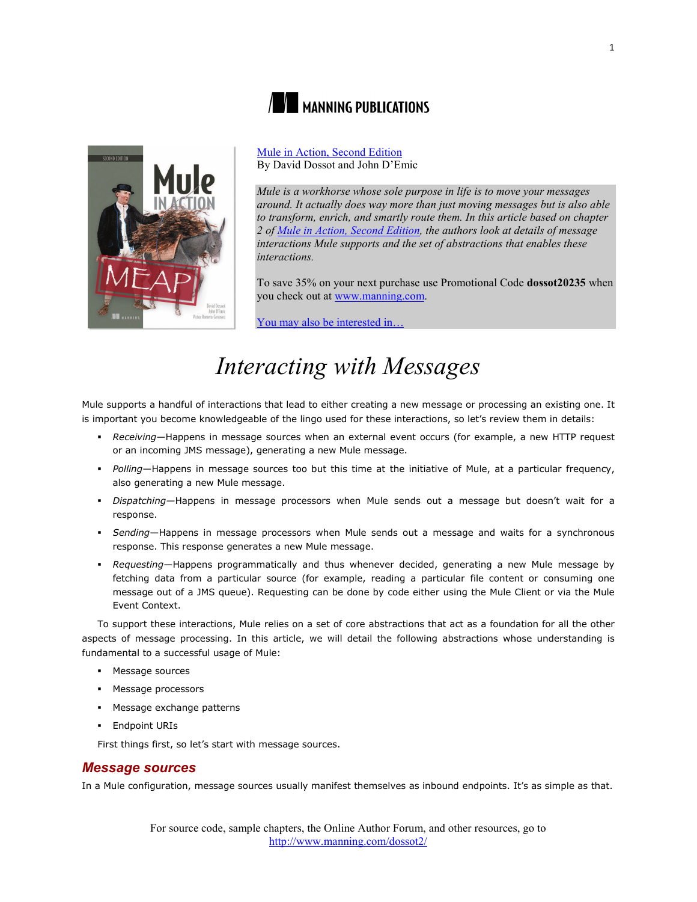MANNING PUBLICATIONS

[Mule in Action, Second Edition](http://www.manning.com/dossot2/)
By David Dossot and John D'Emic

*Mule is a workhorse whose sole purpose in life is to move your messages around. It actually does way more than just moving messages but is also able to transform, enrich, and smartly route them. In this article based on chapter 2 of [Mule in Action, Second Edition](http://www.manning.com/dossot2/), the authors look at details of message interactions Mule supports and the set of abstractions that enables these interactions.*

To save 35% on your next purchase use Promotional Code **dossot20235** when you check out at [www.manning.com](http://www.manning.com).

You may also be interested in…

# Interacting with Messages

Mule supports a handful of interactions that lead to either creating a new message or processing an existing one. It is important you become knowledgeable of the lingo used for these interactions, so let's review them in details:

- *Receiving*—Happens in message sources when an external event occurs (for example, a new HTTP request or an incoming JMS message), generating a new Mule message.
- *Polling*—Happens in message sources too but this time at the initiative of Mule, at a particular frequency, also generating a new Mule message.
- *Dispatching*—Happens in message processors when Mule sends out a message but doesn't wait for a response.
- *Sending*—Happens in message processors when Mule sends out a message and waits for a synchronous response. This response generates a new Mule message.
- *Requesting*—Happens programmatically and thus whenever decided, generating a new Mule message by fetching data from a particular source (for example, reading a particular file content or consuming one message out of a JMS queue). Requesting can be done by code either using the Mule Client or via the Mule Event Context.

To support these interactions, Mule relies on a set of core abstractions that act as a foundation for all the other aspects of message processing. In this article, we will detail the following abstractions whose understanding is fundamental to a successful usage of Mule:

- Message sources
- Message processors
- Message exchange patterns
- Endpoint URIs

First things first, so let's start with message sources.

## Message sources

In a Mule configuration, message sources usually manifest themselves as inbound endpoints. It's as simple as that.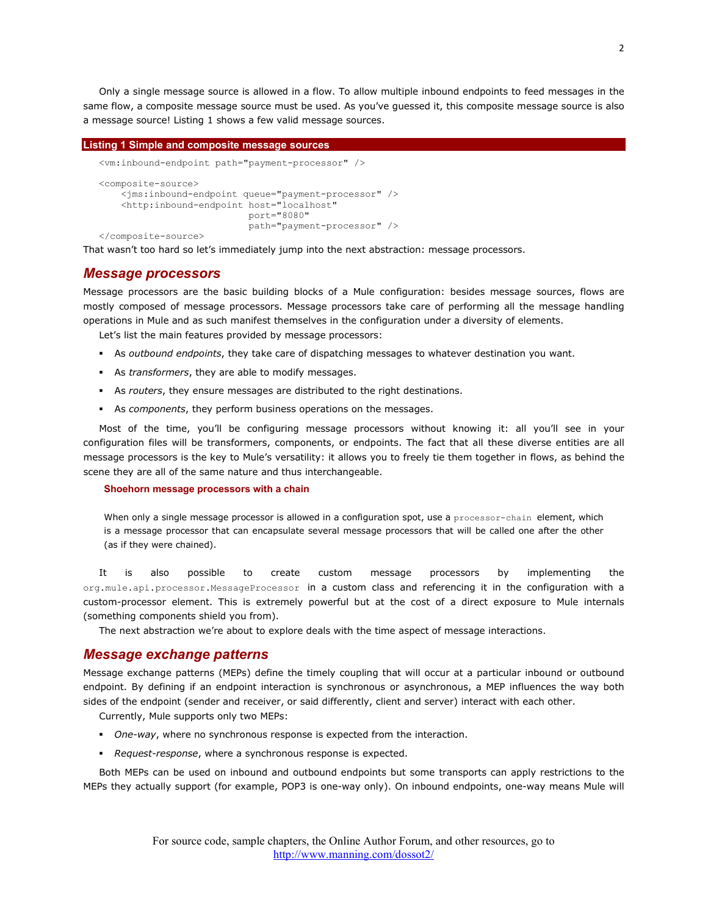Only a single message source is allowed in a flow. To allow multiple inbound endpoints to feed messages in the same flow, a composite message source must be used. As you've guessed it, this composite message source is also a message source! Listing 1 shows a few valid message sources.

**Listing 1 Simple and composite message sources**

```
<vm:inbound-endpoint path="payment-processor" />

<composite-source>
    <jms:inbound-endpoint queue="payment-processor" />
    <http:inbound-endpoint host="localhost"
                           port="8080"
                           path="payment-processor" />
</composite-source>
```

That wasn't too hard so let's immediately jump into the next abstraction: message processors.

## Message processors

Message processors are the basic building blocks of a Mule configuration: besides message sources, flows are mostly composed of message processors. Message processors take care of performing all the message handling operations in Mule and as such manifest themselves in the configuration under a diversity of elements.

Let's list the main features provided by message processors:

- As *outbound endpoints*, they take care of dispatching messages to whatever destination you want.
- As *transformers*, they are able to modify messages.
- As *routers*, they ensure messages are distributed to the right destinations.
- As *components*, they perform business operations on the messages.

Most of the time, you'll be configuring message processors without knowing it: all you'll see in your configuration files will be transformers, components, or endpoints. The fact that all these diverse entities are all message processors is the key to Mule's versatility: it allows you to freely tie them together in flows, as behind the scene they are all of the same nature and thus interchangeable.

**Shoehorn message processors with a chain**

When only a single message processor is allowed in a configuration spot, use a `processor-chain` element, which is a message processor that can encapsulate several message processors that will be called one after the other (as if they were chained).

It is also possible to create custom message processors by implementing the `org.mule.api.processor.MessageProcessor` in a custom class and referencing it in the configuration with a custom-processor element. This is extremely powerful but at the cost of a direct exposure to Mule internals (something components shield you from).

The next abstraction we're about to explore deals with the time aspect of message interactions.

## Message exchange patterns

Message exchange patterns (MEPs) define the timely coupling that will occur at a particular inbound or outbound endpoint. By defining if an endpoint interaction is synchronous or asynchronous, a MEP influences the way both sides of the endpoint (sender and receiver, or said differently, client and server) interact with each other.

Currently, Mule supports only two MEPs:

- *One-way*, where no synchronous response is expected from the interaction.
- *Request-response*, where a synchronous response is expected.

Both MEPs can be used on inbound and outbound endpoints but some transports can apply restrictions to the MEPs they actually support (for example, POP3 is one-way only). On inbound endpoints, one-way means Mule will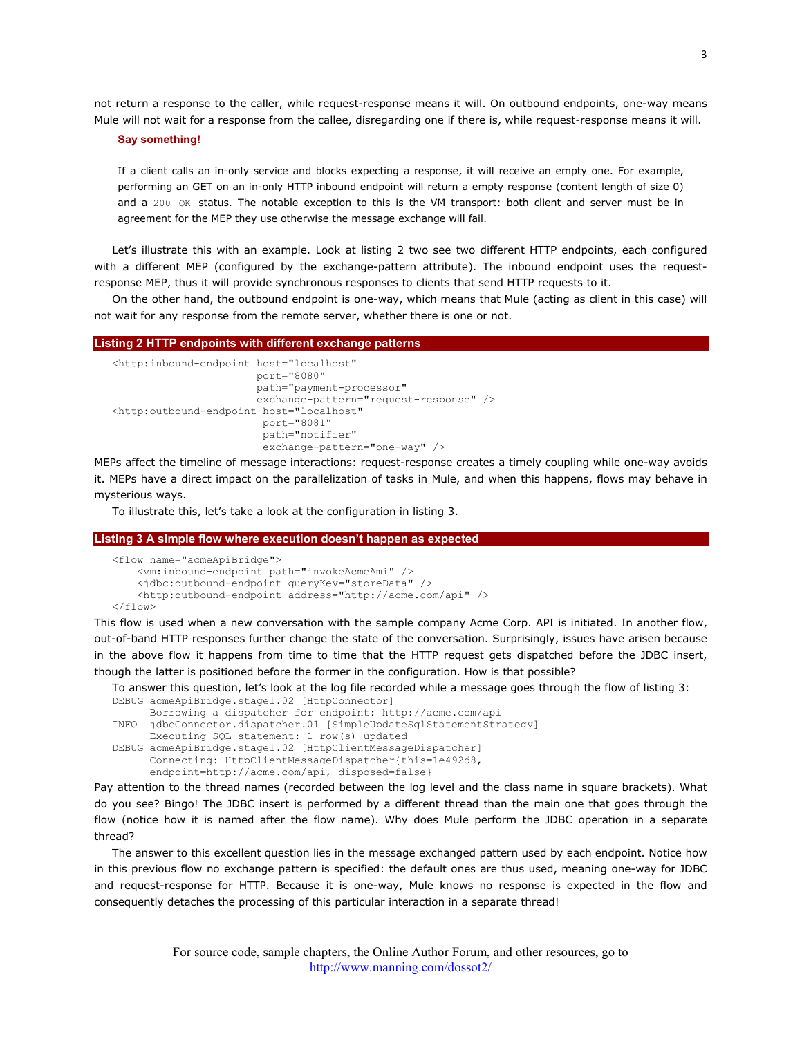not return a response to the caller, while request-response means it will. On outbound endpoints, one-way means Mule will not wait for a response from the callee, disregarding one if there is, while request-response means it will.

**Say something!**

If a client calls an in-only service and blocks expecting a response, it will receive an empty one. For example, performing an GET on an in-only HTTP inbound endpoint will return a empty response (content length of size 0) and a `200 OK` status. The notable exception to this is the VM transport: both client and server must be in agreement for the MEP they use otherwise the message exchange will fail.

Let's illustrate this with an example. Look at listing 2 two see two different HTTP endpoints, each configured with a different MEP (configured by the exchange-pattern attribute). The inbound endpoint uses the request-response MEP, thus it will provide synchronous responses to clients that send HTTP requests to it.

On the other hand, the outbound endpoint is one-way, which means that Mule (acting as client in this case) will not wait for any response from the remote server, whether there is one or not.

**Listing 2 HTTP endpoints with different exchange patterns**

```
<http:inbound-endpoint host="localhost"
                       port="8080"
                       path="payment-processor"
                       exchange-pattern="request-response" />
<http:outbound-endpoint host="localhost"
                        port="8081"
                        path="notifier"
                        exchange-pattern="one-way" />
```

MEPs affect the timeline of message interactions: request-response creates a timely coupling while one-way avoids it. MEPs have a direct impact on the parallelization of tasks in Mule, and when this happens, flows may behave in mysterious ways.

To illustrate this, let's take a look at the configuration in listing 3.

**Listing 3 A simple flow where execution doesn't happen as expected**

```
<flow name="acmeApiBridge">
    <vm:inbound-endpoint path="invokeAcmeAmi" />
    <jdbc:outbound-endpoint queryKey="storeData" />
    <http:outbound-endpoint address="http://acme.com/api" />
</flow>
```

This flow is used when a new conversation with the sample company Acme Corp. API is initiated. In another flow, out-of-band HTTP responses further change the state of the conversation. Surprisingly, issues have arisen because in the above flow it happens from time to time that the HTTP request gets dispatched before the JDBC insert, though the latter is positioned before the former in the configuration. How is that possible?

To answer this question, let's look at the log file recorded while a message goes through the flow of listing 3:

```
DEBUG acmeApiBridge.stage1.02 [HttpConnector]
      Borrowing a dispatcher for endpoint: http://acme.com/api
INFO  jdbcConnector.dispatcher.01 [SimpleUpdateSqlStatementStrategy]
      Executing SQL statement: 1 row(s) updated
DEBUG acmeApiBridge.stage1.02 [HttpClientMessageDispatcher]
      Connecting: HttpClientMessageDispatcher{this=1e492d8,
      endpoint=http://acme.com/api, disposed=false}
```

Pay attention to the thread names (recorded between the log level and the class name in square brackets). What do you see? Bingo! The JDBC insert is performed by a different thread than the main one that goes through the flow (notice how it is named after the flow name). Why does Mule perform the JDBC operation in a separate thread?

The answer to this excellent question lies in the message exchanged pattern used by each endpoint. Notice how in this previous flow no exchange pattern is specified: the default ones are thus used, meaning one-way for JDBC and request-response for HTTP. Because it is one-way, Mule knows no response is expected in the flow and consequently detaches the processing of this particular interaction in a separate thread!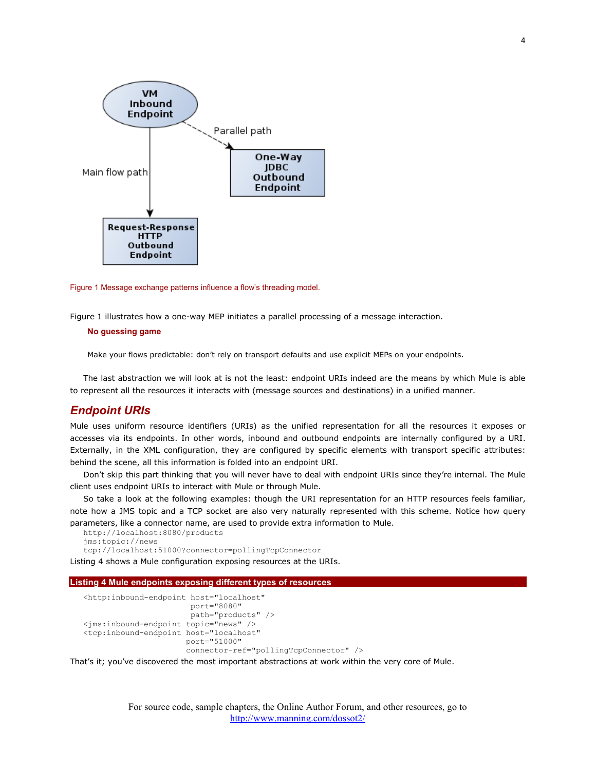Figure 1 Message exchange patterns influence a flow's threading model.

Figure 1 illustrates how a one-way MEP initiates a parallel processing of a message interaction.

**No guessing game**

Make your flows predictable: don't rely on transport defaults and use explicit MEPs on your endpoints.

The last abstraction we will look at is not the least: endpoint URIs indeed are the means by which Mule is able to represent all the resources it interacts with (message sources and destinations) in a unified manner.

## *Endpoint URIs*

Mule uses uniform resource identifiers (URIs) as the unified representation for all the resources it exposes or accesses via its endpoints. In other words, inbound and outbound endpoints are internally configured by a URI. Externally, in the XML configuration, they are configured by specific elements with transport specific attributes: behind the scene, all this information is folded into an endpoint URI.

Don't skip this part thinking that you will never have to deal with endpoint URIs since they're internal. The Mule client uses endpoint URIs to interact with Mule or through Mule.

So take a look at the following examples: though the URI representation for an HTTP resources feels familiar, note how a JMS topic and a TCP socket are also very naturally represented with this scheme. Notice how query parameters, like a connector name, are used to provide extra information to Mule.

```
http://localhost:8080/products
jms:topic://news
tcp://localhost:51000?connector=pollingTcpConnector
```

Listing 4 shows a Mule configuration exposing resources at the URIs.

**Listing 4 Mule endpoints exposing different types of resources**

```
<http:inbound-endpoint host="localhost"
                       port="8080"
                       path="products" />
<jms:inbound-endpoint topic="news" />
<tcp:inbound-endpoint host="localhost"
                      port="51000"
                      connector-ref="pollingTcpConnector" />
```

That's it; you've discovered the most important abstractions at work within the very core of Mule.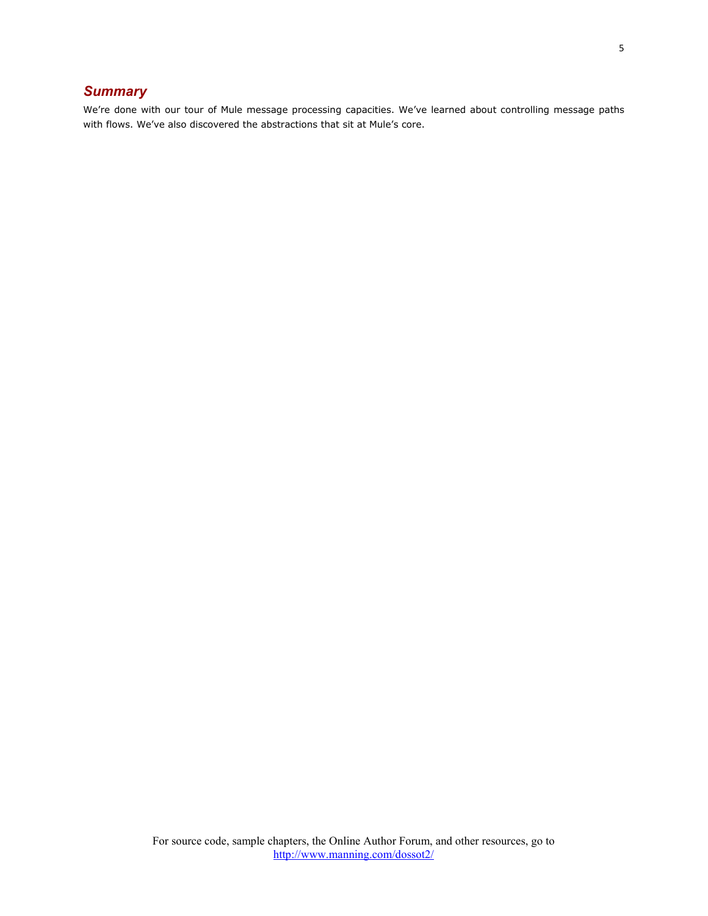## *Summary*

We're done with our tour of Mule message processing capacities. We've learned about controlling message paths with flows. We've also discovered the abstractions that sit at Mule's core.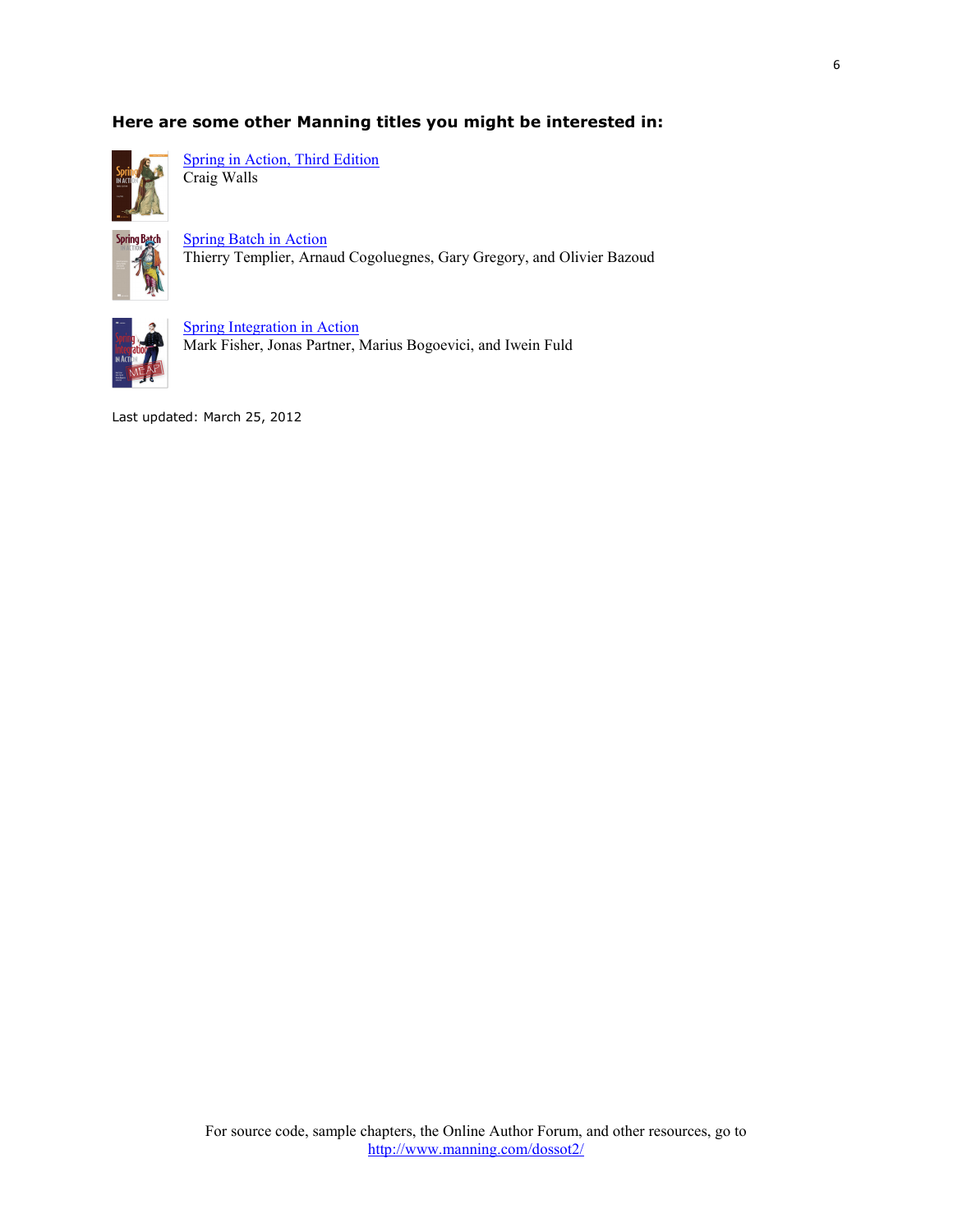**Here are some other Manning titles you might be interested in:**

Spring in Action, Third Edition
Craig Walls

Spring Batch in Action
Thierry Templier, Arnaud Cogoluegnes, Gary Gregory, and Olivier Bazoud

Spring Integration in Action
Mark Fisher, Jonas Partner, Marius Bogoevici, and Iwein Fuld

Last updated: March 25, 2012

For source code, sample chapters, the Online Author Forum, and other resources, go to
http://www.manning.com/dossot2/